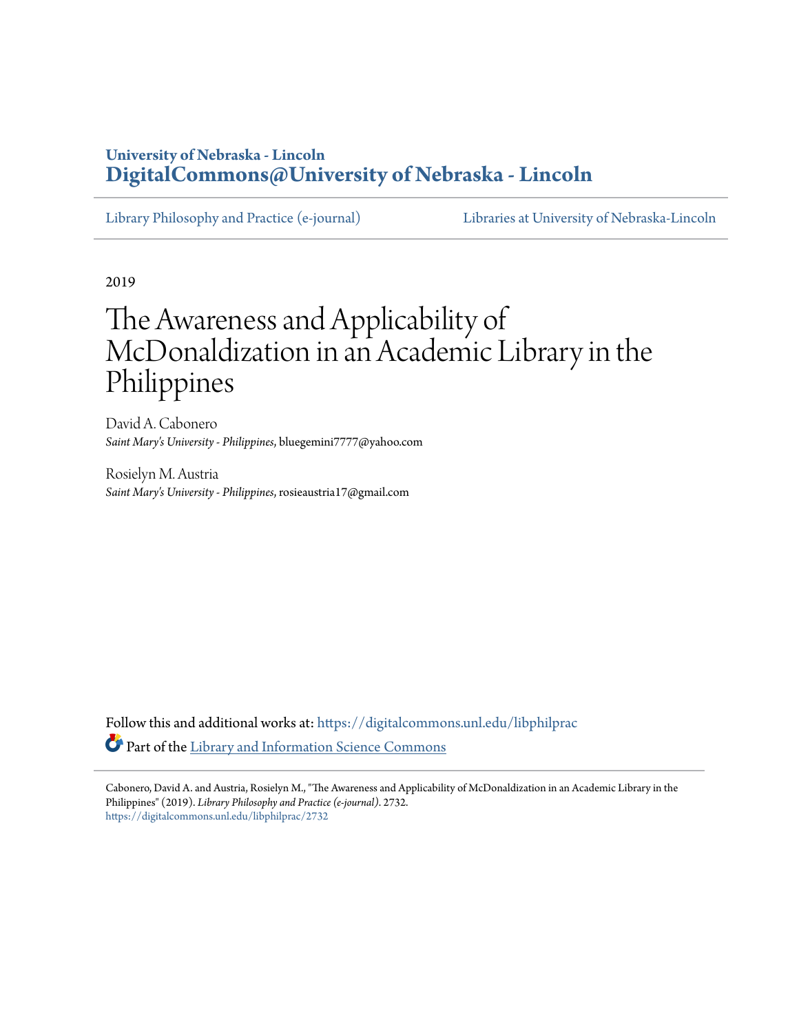University of Nebraska - Lincoln
**DigitalCommons@University of Nebraska - Lincoln**

Library Philosophy and Practice (e-journal) | Libraries at University of Nebraska-Lincoln

2019

# The Awareness and Applicability of McDonaldization in an Academic Library in the Philippines

David A. Cabonero
*Saint Mary's University - Philippines*, bluegemini7777@yahoo.com

Rosielyn M. Austria
*Saint Mary's University - Philippines*, rosieaustria17@gmail.com

Follow this and additional works at: https://digitalcommons.unl.edu/libphilprac

Part of the Library and Information Science Commons

Cabonero, David A. and Austria, Rosielyn M., "The Awareness and Applicability of McDonaldization in an Academic Library in the Philippines" (2019). *Library Philosophy and Practice (e-journal)*. 2732.
https://digitalcommons.unl.edu/libphilprac/2732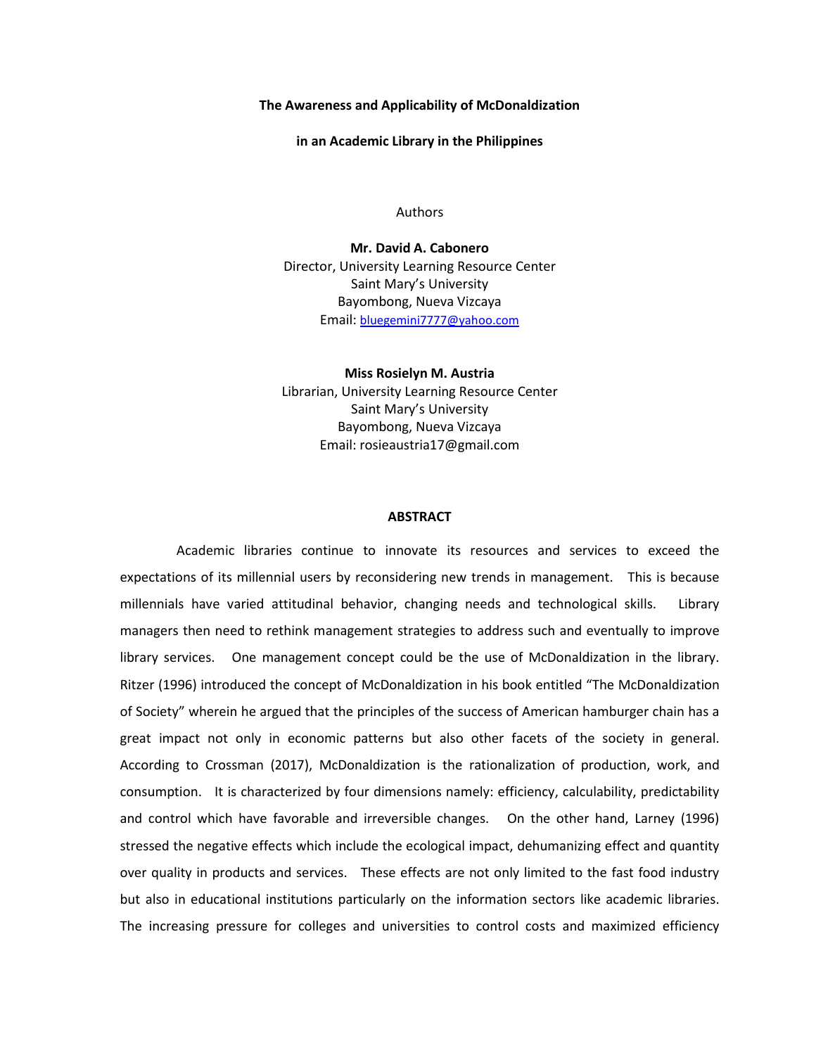**The Awareness and Applicability of McDonaldization**

**in an Academic Library in the Philippines**

Authors

**Mr. David A. Cabonero**
Director, University Learning Resource Center
Saint Mary's University
Bayombong, Nueva Vizcaya
Email: bluegemini7777@yahoo.com

**Miss Rosielyn M. Austria**
Librarian, University Learning Resource Center
Saint Mary's University
Bayombong, Nueva Vizcaya
Email: rosieaustria17@gmail.com

## ABSTRACT

Academic libraries continue to innovate its resources and services to exceed the expectations of its millennial users by reconsidering new trends in management. This is because millennials have varied attitudinal behavior, changing needs and technological skills. Library managers then need to rethink management strategies to address such and eventually to improve library services. One management concept could be the use of McDonaldization in the library. Ritzer (1996) introduced the concept of McDonaldization in his book entitled "The McDonaldization of Society" wherein he argued that the principles of the success of American hamburger chain has a great impact not only in economic patterns but also other facets of the society in general. According to Crossman (2017), McDonaldization is the rationalization of production, work, and consumption. It is characterized by four dimensions namely: efficiency, calculability, predictability and control which have favorable and irreversible changes. On the other hand, Larney (1996) stressed the negative effects which include the ecological impact, dehumanizing effect and quantity over quality in products and services. These effects are not only limited to the fast food industry but also in educational institutions particularly on the information sectors like academic libraries. The increasing pressure for colleges and universities to control costs and maximized efficiency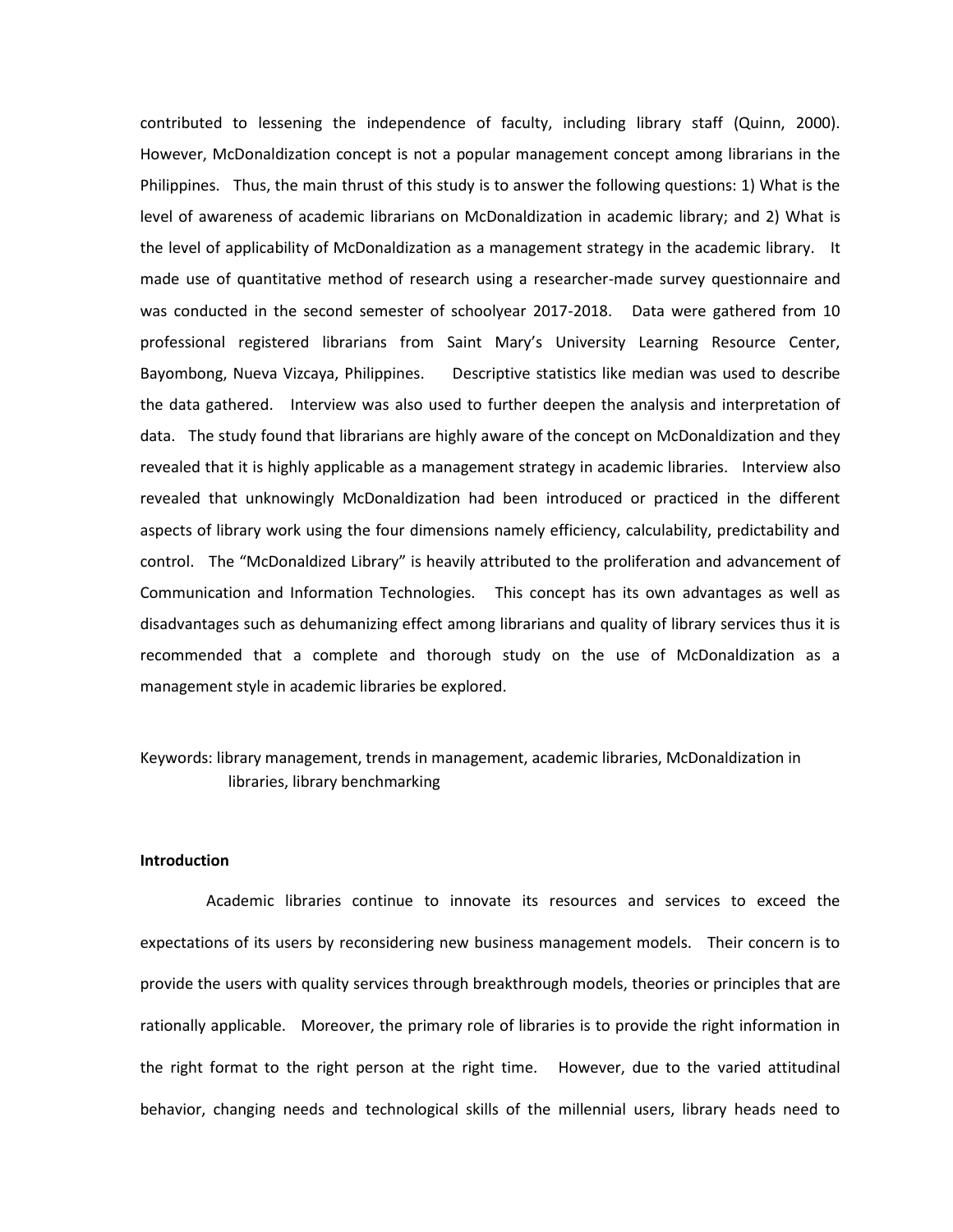contributed to lessening the independence of faculty, including library staff (Quinn, 2000). However, McDonaldization concept is not a popular management concept among librarians in the Philippines. Thus, the main thrust of this study is to answer the following questions: 1) What is the level of awareness of academic librarians on McDonaldization in academic library; and 2) What is the level of applicability of McDonaldization as a management strategy in the academic library. It made use of quantitative method of research using a researcher-made survey questionnaire and was conducted in the second semester of schoolyear 2017-2018. Data were gathered from 10 professional registered librarians from Saint Mary's University Learning Resource Center, Bayombong, Nueva Vizcaya, Philippines. Descriptive statistics like median was used to describe the data gathered. Interview was also used to further deepen the analysis and interpretation of data. The study found that librarians are highly aware of the concept on McDonaldization and they revealed that it is highly applicable as a management strategy in academic libraries. Interview also revealed that unknowingly McDonaldization had been introduced or practiced in the different aspects of library work using the four dimensions namely efficiency, calculability, predictability and control. The "McDonaldized Library" is heavily attributed to the proliferation and advancement of Communication and Information Technologies. This concept has its own advantages as well as disadvantages such as dehumanizing effect among librarians and quality of library services thus it is recommended that a complete and thorough study on the use of McDonaldization as a management style in academic libraries be explored.

Keywords: library management, trends in management, academic libraries, McDonaldization in libraries, library benchmarking

**Introduction**

Academic libraries continue to innovate its resources and services to exceed the expectations of its users by reconsidering new business management models. Their concern is to provide the users with quality services through breakthrough models, theories or principles that are rationally applicable. Moreover, the primary role of libraries is to provide the right information in the right format to the right person at the right time. However, due to the varied attitudinal behavior, changing needs and technological skills of the millennial users, library heads need to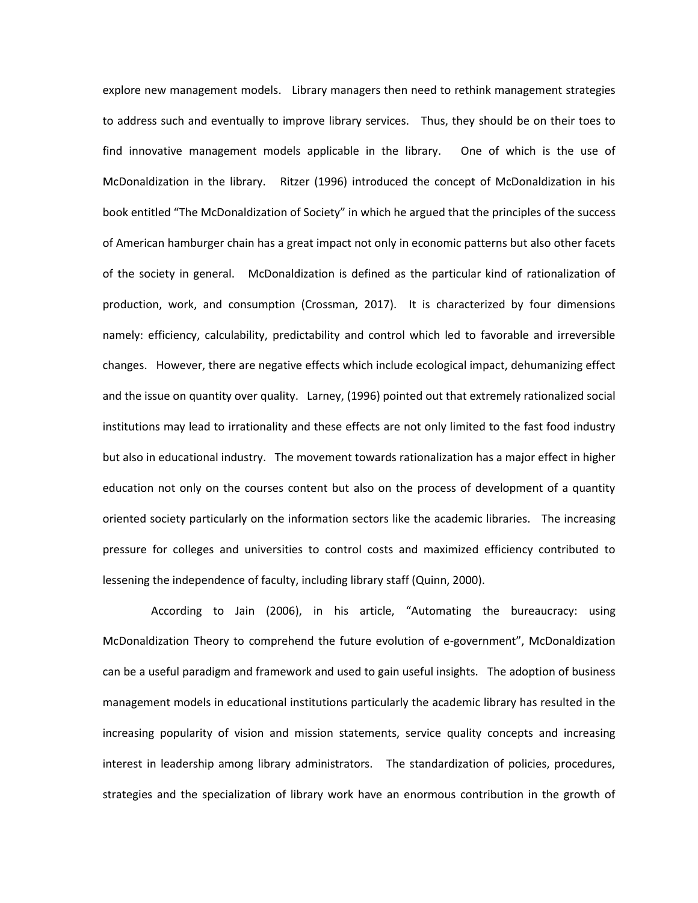explore new management models. Library managers then need to rethink management strategies to address such and eventually to improve library services. Thus, they should be on their toes to find innovative management models applicable in the library. One of which is the use of McDonaldization in the library. Ritzer (1996) introduced the concept of McDonaldization in his book entitled "The McDonaldization of Society" in which he argued that the principles of the success of American hamburger chain has a great impact not only in economic patterns but also other facets of the society in general. McDonaldization is defined as the particular kind of rationalization of production, work, and consumption (Crossman, 2017). It is characterized by four dimensions namely: efficiency, calculability, predictability and control which led to favorable and irreversible changes. However, there are negative effects which include ecological impact, dehumanizing effect and the issue on quantity over quality. Larney, (1996) pointed out that extremely rationalized social institutions may lead to irrationality and these effects are not only limited to the fast food industry but also in educational industry. The movement towards rationalization has a major effect in higher education not only on the courses content but also on the process of development of a quantity oriented society particularly on the information sectors like the academic libraries. The increasing pressure for colleges and universities to control costs and maximized efficiency contributed to lessening the independence of faculty, including library staff (Quinn, 2000).

According to Jain (2006), in his article, "Automating the bureaucracy: using McDonaldization Theory to comprehend the future evolution of e-government", McDonaldization can be a useful paradigm and framework and used to gain useful insights. The adoption of business management models in educational institutions particularly the academic library has resulted in the increasing popularity of vision and mission statements, service quality concepts and increasing interest in leadership among library administrators. The standardization of policies, procedures, strategies and the specialization of library work have an enormous contribution in the growth of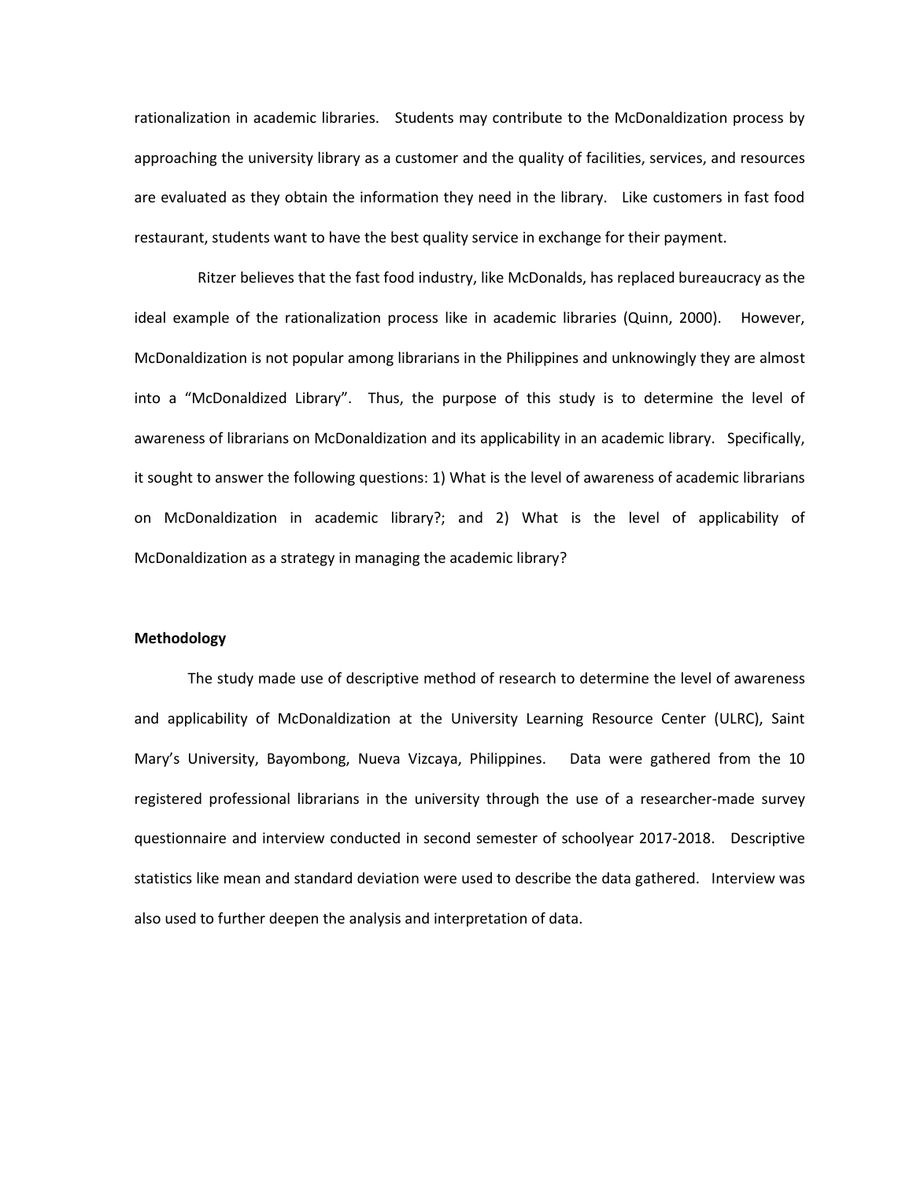rationalization in academic libraries. Students may contribute to the McDonaldization process by approaching the university library as a customer and the quality of facilities, services, and resources are evaluated as they obtain the information they need in the library. Like customers in fast food restaurant, students want to have the best quality service in exchange for their payment.

Ritzer believes that the fast food industry, like McDonalds, has replaced bureaucracy as the ideal example of the rationalization process like in academic libraries (Quinn, 2000). However, McDonaldization is not popular among librarians in the Philippines and unknowingly they are almost into a "McDonaldized Library". Thus, the purpose of this study is to determine the level of awareness of librarians on McDonaldization and its applicability in an academic library. Specifically, it sought to answer the following questions: 1) What is the level of awareness of academic librarians on McDonaldization in academic library?; and 2) What is the level of applicability of McDonaldization as a strategy in managing the academic library?

**Methodology**

The study made use of descriptive method of research to determine the level of awareness and applicability of McDonaldization at the University Learning Resource Center (ULRC), Saint Mary's University, Bayombong, Nueva Vizcaya, Philippines. Data were gathered from the 10 registered professional librarians in the university through the use of a researcher-made survey questionnaire and interview conducted in second semester of schoolyear 2017-2018. Descriptive statistics like mean and standard deviation were used to describe the data gathered. Interview was also used to further deepen the analysis and interpretation of data.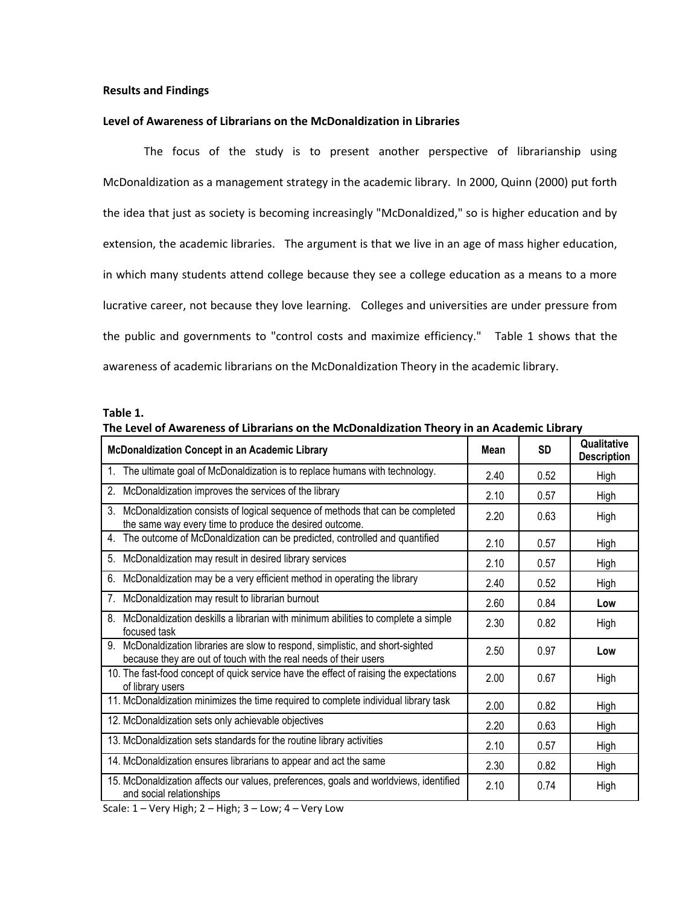**Results and Findings**

**Level of Awareness of Librarians on the McDonaldization in Libraries**

The focus of the study is to present another perspective of librarianship using McDonaldization as a management strategy in the academic library. In 2000, Quinn (2000) put forth the idea that just as society is becoming increasingly "McDonaldized," so is higher education and by extension, the academic libraries. The argument is that we live in an age of mass higher education, in which many students attend college because they see a college education as a means to a more lucrative career, not because they love learning. Colleges and universities are under pressure from the public and governments to "control costs and maximize efficiency." Table 1 shows that the awareness of academic librarians on the McDonaldization Theory in the academic library.

**Table 1.**
**The Level of Awareness of Librarians on the McDonaldization Theory in an Academic Library**

| McDonaldization Concept in an Academic Library | Mean | SD | Qualitative Description |
|---|---|---|---|
| 1. The ultimate goal of McDonaldization is to replace humans with technology. | 2.40 | 0.52 | High |
| 2. McDonaldization improves the services of the library | 2.10 | 0.57 | High |
| 3. McDonaldization consists of logical sequence of methods that can be completed the same way every time to produce the desired outcome. | 2.20 | 0.63 | High |
| 4. The outcome of McDonaldization can be predicted, controlled and quantified | 2.10 | 0.57 | High |
| 5. McDonaldization may result in desired library services | 2.10 | 0.57 | High |
| 6. McDonaldization may be a very efficient method in operating the library | 2.40 | 0.52 | High |
| 7. McDonaldization may result to librarian burnout | 2.60 | 0.84 | **Low** |
| 8. McDonaldization deskills a librarian with minimum abilities to complete a simple focused task | 2.30 | 0.82 | High |
| 9. McDonaldization libraries are slow to respond, simplistic, and short-sighted because they are out of touch with the real needs of their users | 2.50 | 0.97 | **Low** |
| 10. The fast-food concept of quick service have the effect of raising the expectations of library users | 2.00 | 0.67 | High |
| 11. McDonaldization minimizes the time required to complete individual library task | 2.00 | 0.82 | High |
| 12. McDonaldization sets only achievable objectives | 2.20 | 0.63 | High |
| 13. McDonaldization sets standards for the routine library activities | 2.10 | 0.57 | High |
| 14. McDonaldization ensures librarians to appear and act the same | 2.30 | 0.82 | High |
| 15. McDonaldization affects our values, preferences, goals and worldviews, identified and social relationships | 2.10 | 0.74 | High |

Scale: 1 – Very High; 2 – High; 3 – Low; 4 – Very Low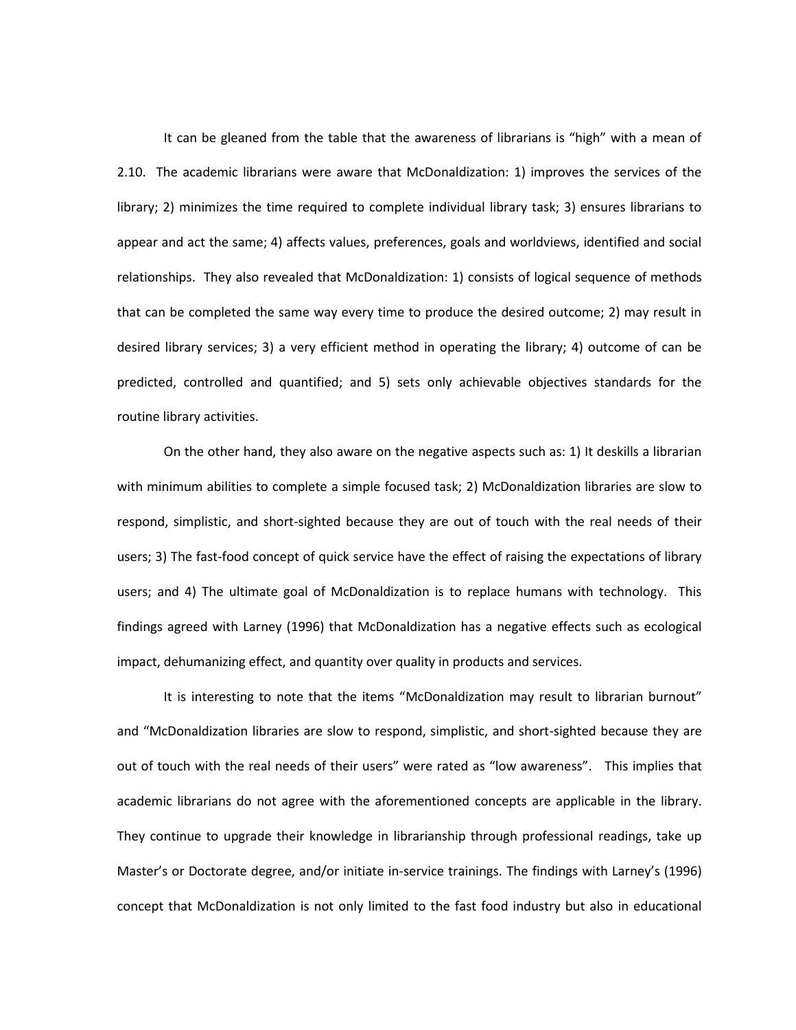It can be gleaned from the table that the awareness of librarians is "high" with a mean of 2.10. The academic librarians were aware that McDonaldization: 1) improves the services of the library; 2) minimizes the time required to complete individual library task; 3) ensures librarians to appear and act the same; 4) affects values, preferences, goals and worldviews, identified and social relationships. They also revealed that McDonaldization: 1) consists of logical sequence of methods that can be completed the same way every time to produce the desired outcome; 2) may result in desired library services; 3) a very efficient method in operating the library; 4) outcome of can be predicted, controlled and quantified; and 5) sets only achievable objectives standards for the routine library activities.

On the other hand, they also aware on the negative aspects such as: 1) It deskills a librarian with minimum abilities to complete a simple focused task; 2) McDonaldization libraries are slow to respond, simplistic, and short-sighted because they are out of touch with the real needs of their users; 3) The fast-food concept of quick service have the effect of raising the expectations of library users; and 4) The ultimate goal of McDonaldization is to replace humans with technology. This findings agreed with Larney (1996) that McDonaldization has a negative effects such as ecological impact, dehumanizing effect, and quantity over quality in products and services.

It is interesting to note that the items "McDonaldization may result to librarian burnout" and "McDonaldization libraries are slow to respond, simplistic, and short-sighted because they are out of touch with the real needs of their users" were rated as "low awareness". This implies that academic librarians do not agree with the aforementioned concepts are applicable in the library. They continue to upgrade their knowledge in librarianship through professional readings, take up Master's or Doctorate degree, and/or initiate in-service trainings. The findings with Larney's (1996) concept that McDonaldization is not only limited to the fast food industry but also in educational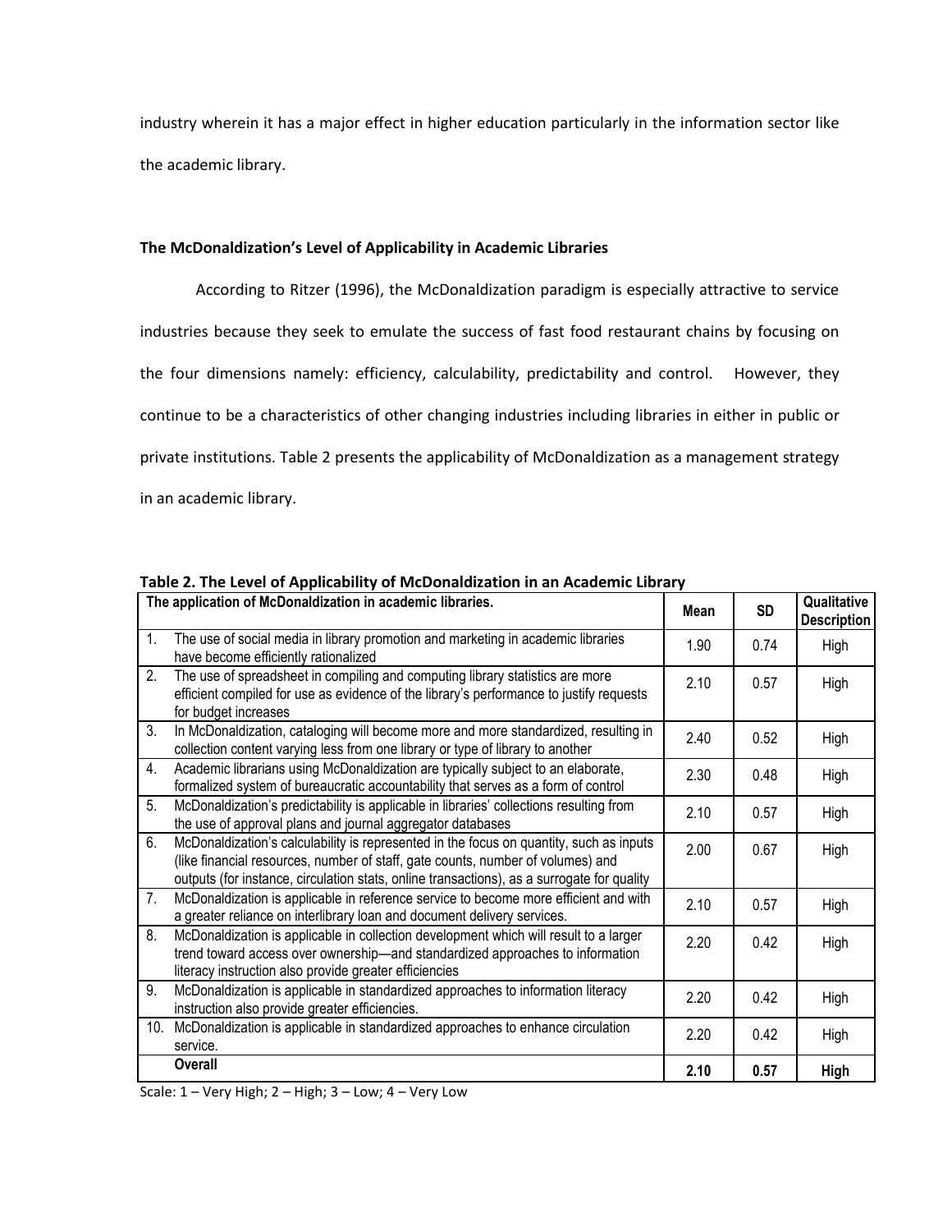industry wherein it has a major effect in higher education particularly in the information sector like the academic library.

**The McDonaldization's Level of Applicability in Academic Libraries**

According to Ritzer (1996), the McDonaldization paradigm is especially attractive to service industries because they seek to emulate the success of fast food restaurant chains by focusing on the four dimensions namely: efficiency, calculability, predictability and control. However, they continue to be a characteristics of other changing industries including libraries in either in public or private institutions. Table 2 presents the applicability of McDonaldization as a management strategy in an academic library.

**Table 2. The Level of Applicability of McDonaldization in an Academic Library**

| The application of McDonaldization in academic libraries. | Mean | SD | Qualitative Description |
|---|---|---|---|
| 1. The use of social media in library promotion and marketing in academic libraries have become efficiently rationalized | 1.90 | 0.74 | High |
| 2. The use of spreadsheet in compiling and computing library statistics are more efficient compiled for use as evidence of the library's performance to justify requests for budget increases | 2.10 | 0.57 | High |
| 3. In McDonaldization, cataloging will become more and more standardized, resulting in collection content varying less from one library or type of library to another | 2.40 | 0.52 | High |
| 4. Academic librarians using McDonaldization are typically subject to an elaborate, formalized system of bureaucratic accountability that serves as a form of control | 2.30 | 0.48 | High |
| 5. McDonaldization's predictability is applicable in libraries' collections resulting from the use of approval plans and journal aggregator databases | 2.10 | 0.57 | High |
| 6. McDonaldization's calculability is represented in the focus on quantity, such as inputs (like financial resources, number of staff, gate counts, number of volumes) and outputs (for instance, circulation stats, online transactions), as a surrogate for quality | 2.00 | 0.67 | High |
| 7. McDonaldization is applicable in reference service to become more efficient and with a greater reliance on interlibrary loan and document delivery services. | 2.10 | 0.57 | High |
| 8. McDonaldization is applicable in collection development which will result to a larger trend toward access over ownership—and standardized approaches to information literacy instruction also provide greater efficiencies | 2.20 | 0.42 | High |
| 9. McDonaldization is applicable in standardized approaches to information literacy instruction also provide greater efficiencies. | 2.20 | 0.42 | High |
| 10. McDonaldization is applicable in standardized approaches to enhance circulation service. | 2.20 | 0.42 | High |
| **Overall** | **2.10** | **0.57** | **High** |

Scale: 1 – Very High; 2 – High; 3 – Low; 4 – Very Low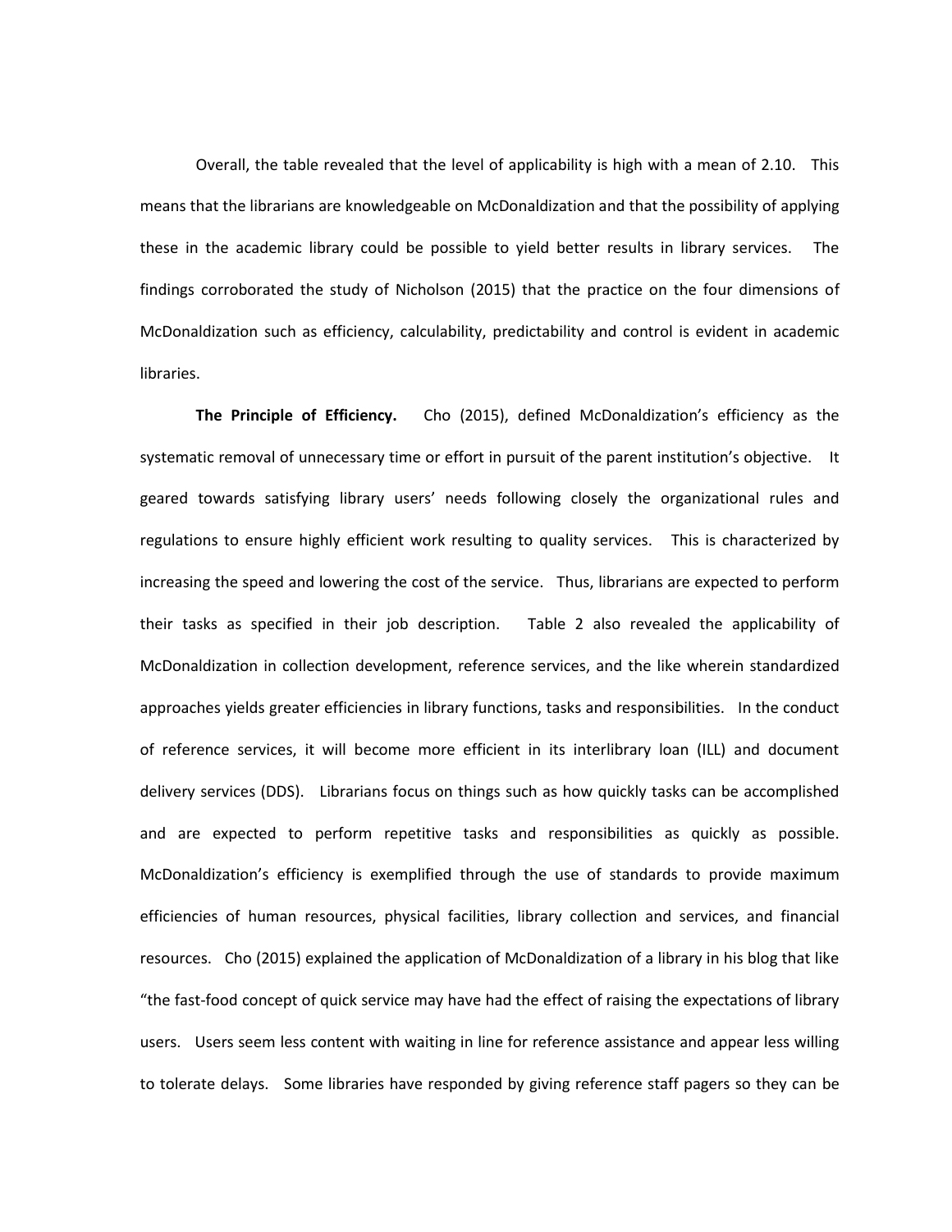Overall, the table revealed that the level of applicability is high with a mean of 2.10. This means that the librarians are knowledgeable on McDonaldization and that the possibility of applying these in the academic library could be possible to yield better results in library services. The findings corroborated the study of Nicholson (2015) that the practice on the four dimensions of McDonaldization such as efficiency, calculability, predictability and control is evident in academic libraries.

**The Principle of Efficiency.** Cho (2015), defined McDonaldization's efficiency as the systematic removal of unnecessary time or effort in pursuit of the parent institution's objective. It geared towards satisfying library users' needs following closely the organizational rules and regulations to ensure highly efficient work resulting to quality services. This is characterized by increasing the speed and lowering the cost of the service. Thus, librarians are expected to perform their tasks as specified in their job description. Table 2 also revealed the applicability of McDonaldization in collection development, reference services, and the like wherein standardized approaches yields greater efficiencies in library functions, tasks and responsibilities. In the conduct of reference services, it will become more efficient in its interlibrary loan (ILL) and document delivery services (DDS). Librarians focus on things such as how quickly tasks can be accomplished and are expected to perform repetitive tasks and responsibilities as quickly as possible. McDonaldization's efficiency is exemplified through the use of standards to provide maximum efficiencies of human resources, physical facilities, library collection and services, and financial resources. Cho (2015) explained the application of McDonaldization of a library in his blog that like "the fast-food concept of quick service may have had the effect of raising the expectations of library users. Users seem less content with waiting in line for reference assistance and appear less willing to tolerate delays. Some libraries have responded by giving reference staff pagers so they can be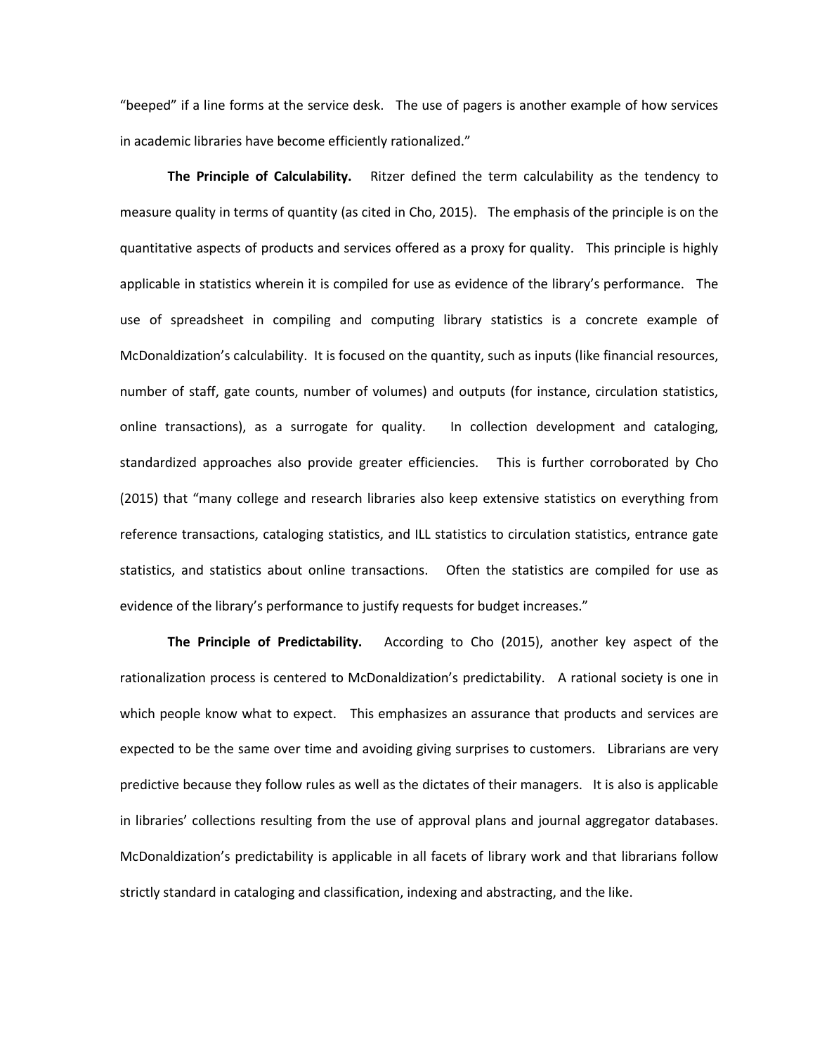"beeped" if a line forms at the service desk. The use of pagers is another example of how services in academic libraries have become efficiently rationalized."

**The Principle of Calculability.** Ritzer defined the term calculability as the tendency to measure quality in terms of quantity (as cited in Cho, 2015). The emphasis of the principle is on the quantitative aspects of products and services offered as a proxy for quality. This principle is highly applicable in statistics wherein it is compiled for use as evidence of the library's performance. The use of spreadsheet in compiling and computing library statistics is a concrete example of McDonaldization's calculability. It is focused on the quantity, such as inputs (like financial resources, number of staff, gate counts, number of volumes) and outputs (for instance, circulation statistics, online transactions), as a surrogate for quality. In collection development and cataloging, standardized approaches also provide greater efficiencies. This is further corroborated by Cho (2015) that "many college and research libraries also keep extensive statistics on everything from reference transactions, cataloging statistics, and ILL statistics to circulation statistics, entrance gate statistics, and statistics about online transactions. Often the statistics are compiled for use as evidence of the library's performance to justify requests for budget increases."

**The Principle of Predictability.** According to Cho (2015), another key aspect of the rationalization process is centered to McDonaldization's predictability. A rational society is one in which people know what to expect. This emphasizes an assurance that products and services are expected to be the same over time and avoiding giving surprises to customers. Librarians are very predictive because they follow rules as well as the dictates of their managers. It is also is applicable in libraries' collections resulting from the use of approval plans and journal aggregator databases. McDonaldization's predictability is applicable in all facets of library work and that librarians follow strictly standard in cataloging and classification, indexing and abstracting, and the like.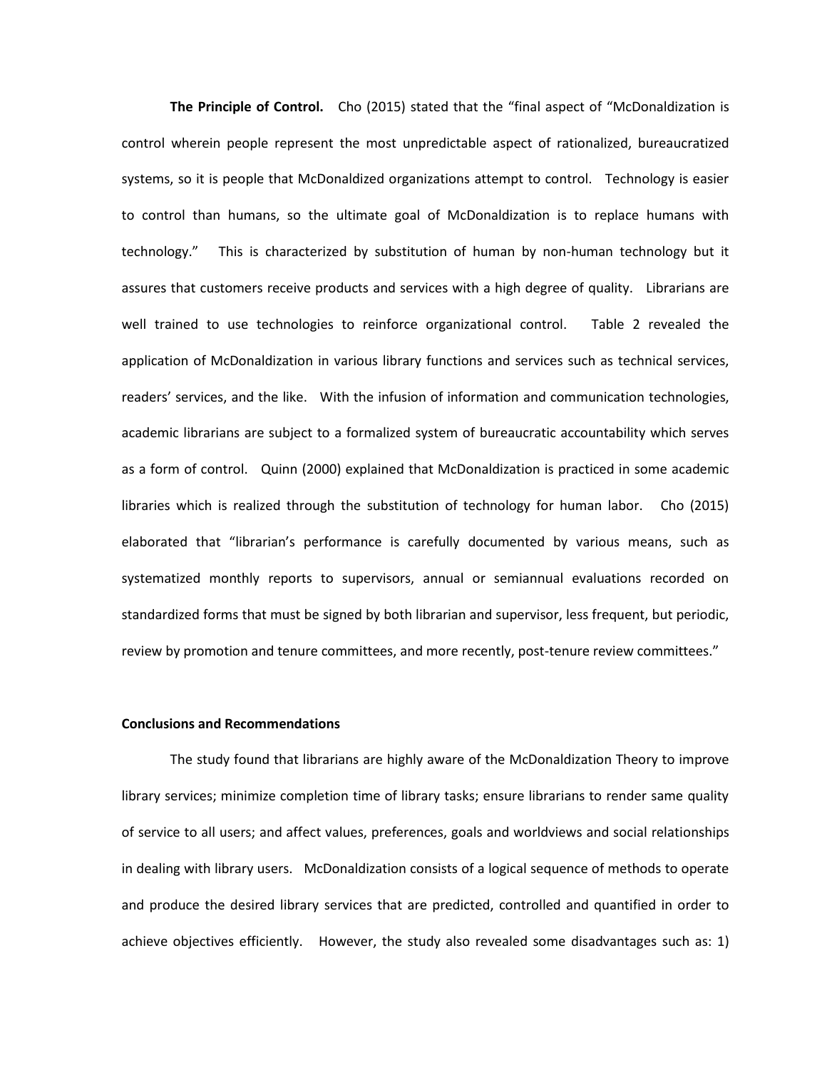**The Principle of Control.** Cho (2015) stated that the "final aspect of "McDonaldization is control wherein people represent the most unpredictable aspect of rationalized, bureaucratized systems, so it is people that McDonaldized organizations attempt to control. Technology is easier to control than humans, so the ultimate goal of McDonaldization is to replace humans with technology." This is characterized by substitution of human by non-human technology but it assures that customers receive products and services with a high degree of quality. Librarians are well trained to use technologies to reinforce organizational control. Table 2 revealed the application of McDonaldization in various library functions and services such as technical services, readers' services, and the like. With the infusion of information and communication technologies, academic librarians are subject to a formalized system of bureaucratic accountability which serves as a form of control. Quinn (2000) explained that McDonaldization is practiced in some academic libraries which is realized through the substitution of technology for human labor. Cho (2015) elaborated that "librarian's performance is carefully documented by various means, such as systematized monthly reports to supervisors, annual or semiannual evaluations recorded on standardized forms that must be signed by both librarian and supervisor, less frequent, but periodic, review by promotion and tenure committees, and more recently, post-tenure review committees."

**Conclusions and Recommendations**

The study found that librarians are highly aware of the McDonaldization Theory to improve library services; minimize completion time of library tasks; ensure librarians to render same quality of service to all users; and affect values, preferences, goals and worldviews and social relationships in dealing with library users. McDonaldization consists of a logical sequence of methods to operate and produce the desired library services that are predicted, controlled and quantified in order to achieve objectives efficiently. However, the study also revealed some disadvantages such as: 1)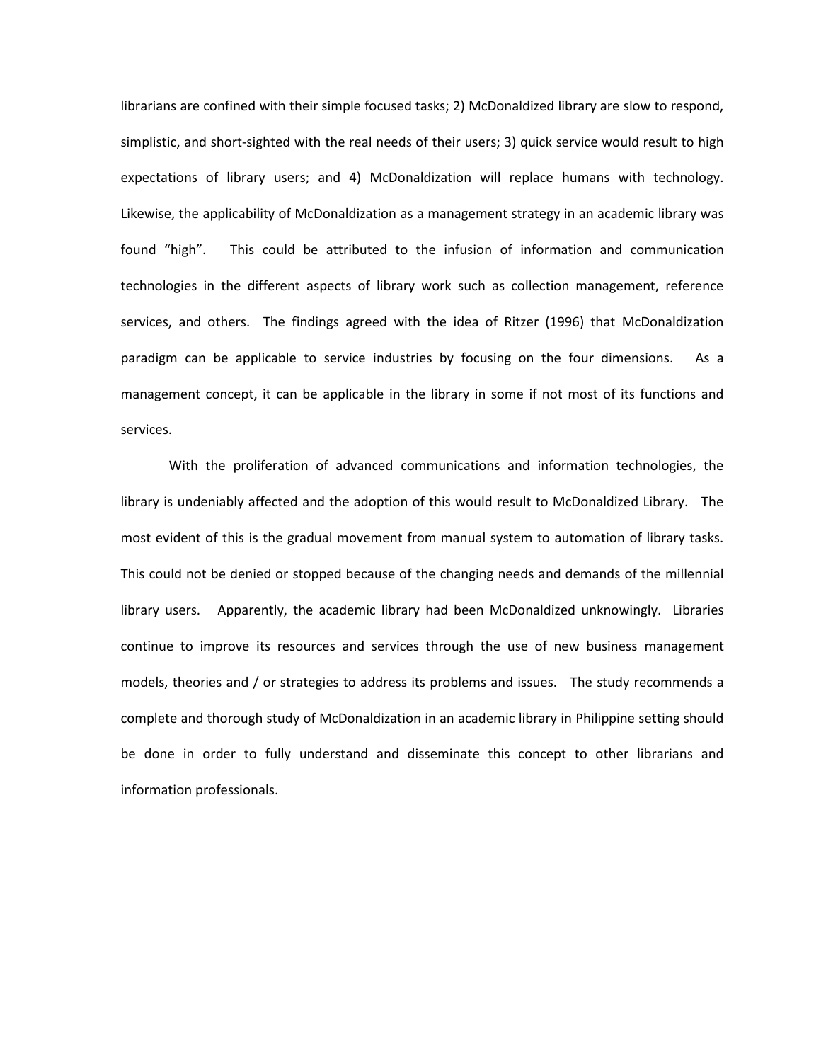librarians are confined with their simple focused tasks; 2) McDonaldized library are slow to respond, simplistic, and short-sighted with the real needs of their users; 3) quick service would result to high expectations of library users; and 4) McDonaldization will replace humans with technology. Likewise, the applicability of McDonaldization as a management strategy in an academic library was found "high". This could be attributed to the infusion of information and communication technologies in the different aspects of library work such as collection management, reference services, and others. The findings agreed with the idea of Ritzer (1996) that McDonaldization paradigm can be applicable to service industries by focusing on the four dimensions. As a management concept, it can be applicable in the library in some if not most of its functions and services.

With the proliferation of advanced communications and information technologies, the library is undeniably affected and the adoption of this would result to McDonaldized Library. The most evident of this is the gradual movement from manual system to automation of library tasks. This could not be denied or stopped because of the changing needs and demands of the millennial library users. Apparently, the academic library had been McDonaldized unknowingly. Libraries continue to improve its resources and services through the use of new business management models, theories and / or strategies to address its problems and issues. The study recommends a complete and thorough study of McDonaldization in an academic library in Philippine setting should be done in order to fully understand and disseminate this concept to other librarians and information professionals.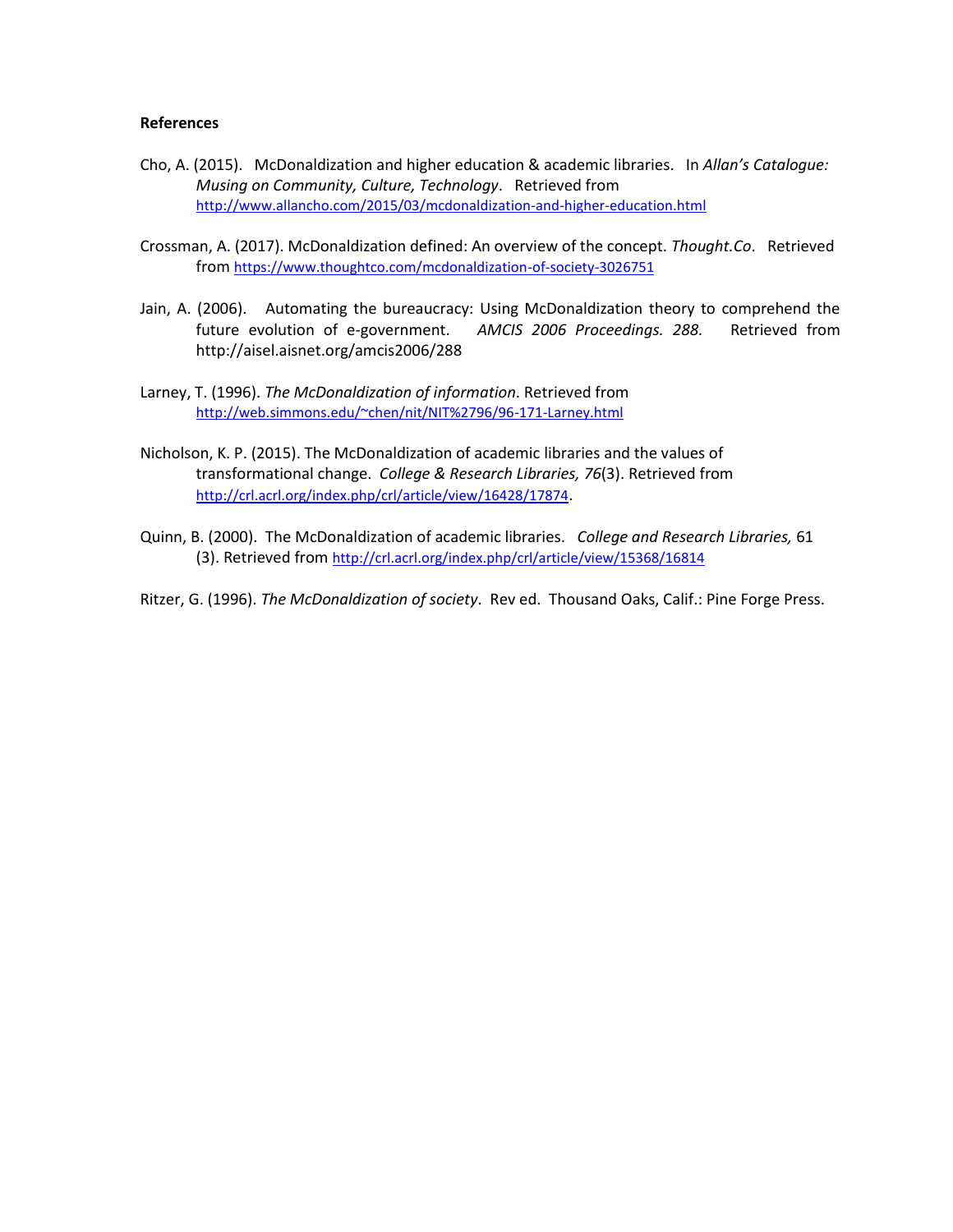**References**

Cho, A. (2015). McDonaldization and higher education & academic libraries. In *Allan's Catalogue: Musing on Community, Culture, Technology*. Retrieved from http://www.allancho.com/2015/03/mcdonaldization-and-higher-education.html

Crossman, A. (2017). McDonaldization defined: An overview of the concept. *Thought.Co*. Retrieved from https://www.thoughtco.com/mcdonaldization-of-society-3026751

Jain, A. (2006). Automating the bureaucracy: Using McDonaldization theory to comprehend the future evolution of e-government. *AMCIS 2006 Proceedings. 288.* Retrieved from http://aisel.aisnet.org/amcis2006/288

Larney, T. (1996). *The McDonaldization of information*. Retrieved from http://web.simmons.edu/~chen/nit/NIT%2796/96-171-Larney.html

Nicholson, K. P. (2015). The McDonaldization of academic libraries and the values of transformational change. *College & Research Libraries, 76*(3). Retrieved from http://crl.acrl.org/index.php/crl/article/view/16428/17874.

Quinn, B. (2000). The McDonaldization of academic libraries. *College and Research Libraries,* 61 (3). Retrieved from http://crl.acrl.org/index.php/crl/article/view/15368/16814

Ritzer, G. (1996). *The McDonaldization of society*. Rev ed. Thousand Oaks, Calif.: Pine Forge Press.